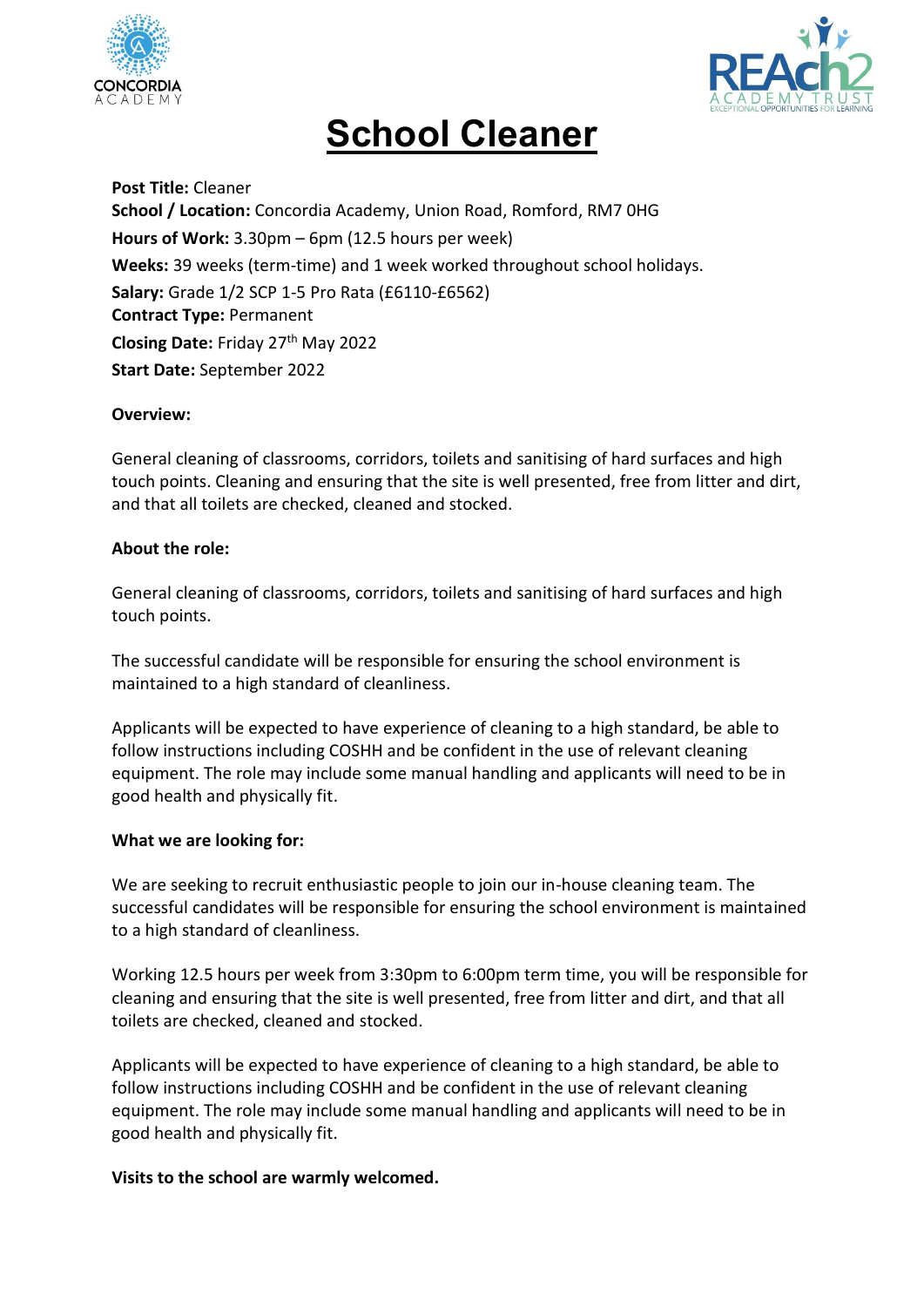# School Cleaner

**Post Title:** Cleaner
**School / Location:** Concordia Academy, Union Road, Romford, RM7 0HG
**Hours of Work:** 3.30pm – 6pm (12.5 hours per week)
**Weeks:** 39 weeks (term-time) and 1 week worked throughout school holidays.
**Salary:** Grade 1/2 SCP 1-5 Pro Rata (£6110-£6562)
**Contract Type:** Permanent
**Closing Date:** Friday 27th May 2022
**Start Date:** September 2022

**Overview:**

General cleaning of classrooms, corridors, toilets and sanitising of hard surfaces and high touch points. Cleaning and ensuring that the site is well presented, free from litter and dirt, and that all toilets are checked, cleaned and stocked.

**About the role:**

General cleaning of classrooms, corridors, toilets and sanitising of hard surfaces and high touch points.

The successful candidate will be responsible for ensuring the school environment is maintained to a high standard of cleanliness.

Applicants will be expected to have experience of cleaning to a high standard, be able to follow instructions including COSHH and be confident in the use of relevant cleaning equipment. The role may include some manual handling and applicants will need to be in good health and physically fit.

**What we are looking for:**

We are seeking to recruit enthusiastic people to join our in-house cleaning team. The successful candidates will be responsible for ensuring the school environment is maintained to a high standard of cleanliness.

Working 12.5 hours per week from 3:30pm to 6:00pm term time, you will be responsible for cleaning and ensuring that the site is well presented, free from litter and dirt, and that all toilets are checked, cleaned and stocked.

Applicants will be expected to have experience of cleaning to a high standard, be able to follow instructions including COSHH and be confident in the use of relevant cleaning equipment. The role may include some manual handling and applicants will need to be in good health and physically fit.

**Visits to the school are warmly welcomed.**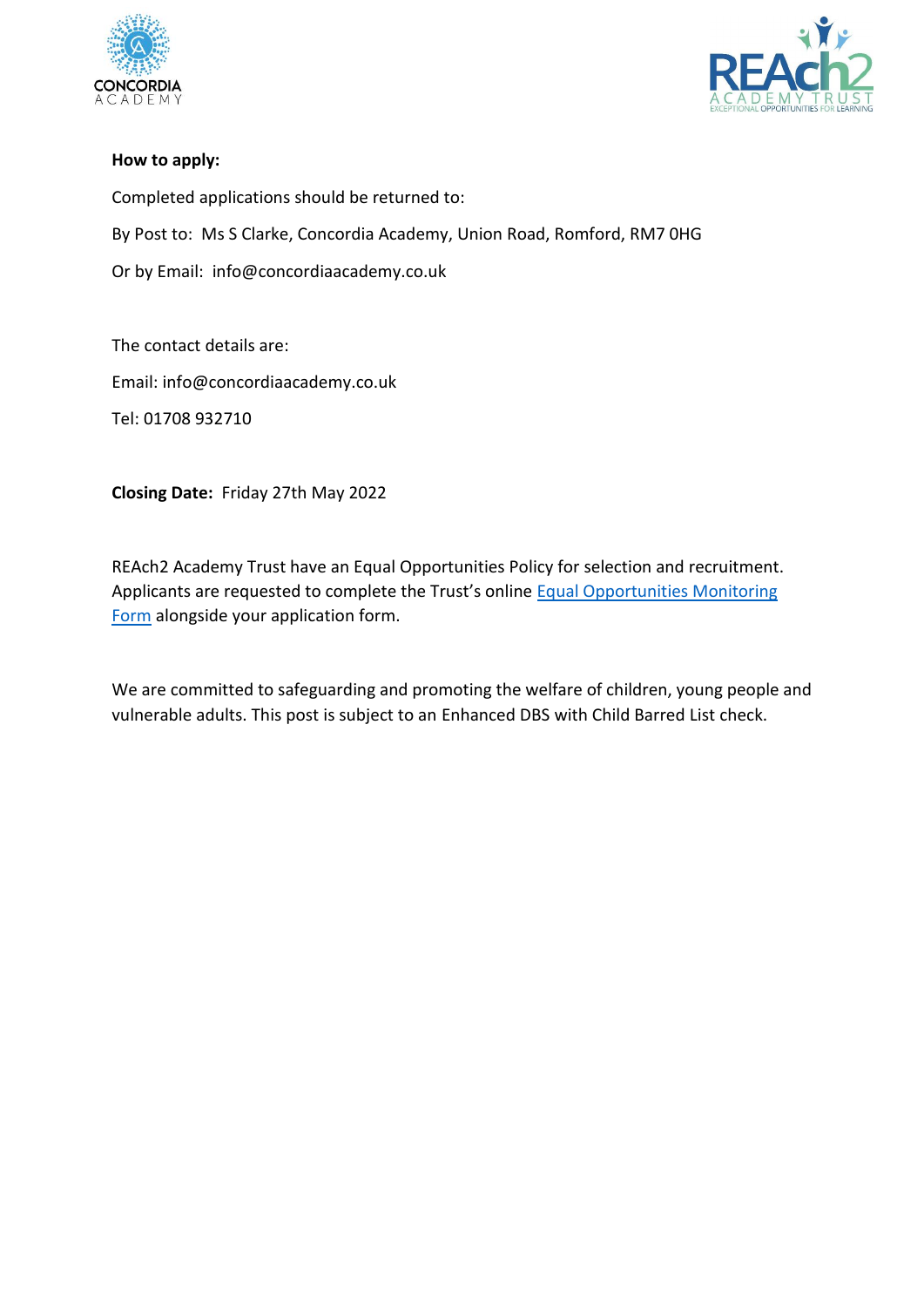**How to apply:**

Completed applications should be returned to:

By Post to: Ms S Clarke, Concordia Academy, Union Road, Romford, RM7 0HG

Or by Email: info@concordiaacademy.co.uk

The contact details are:

Email: info@concordiaacademy.co.uk

Tel: 01708 932710

**Closing Date:** Friday 27th May 2022

REAch2 Academy Trust have an Equal Opportunities Policy for selection and recruitment. Applicants are requested to complete the Trust's online Equal Opportunities Monitoring Form alongside your application form.

We are committed to safeguarding and promoting the welfare of children, young people and vulnerable adults. This post is subject to an Enhanced DBS with Child Barred List check.